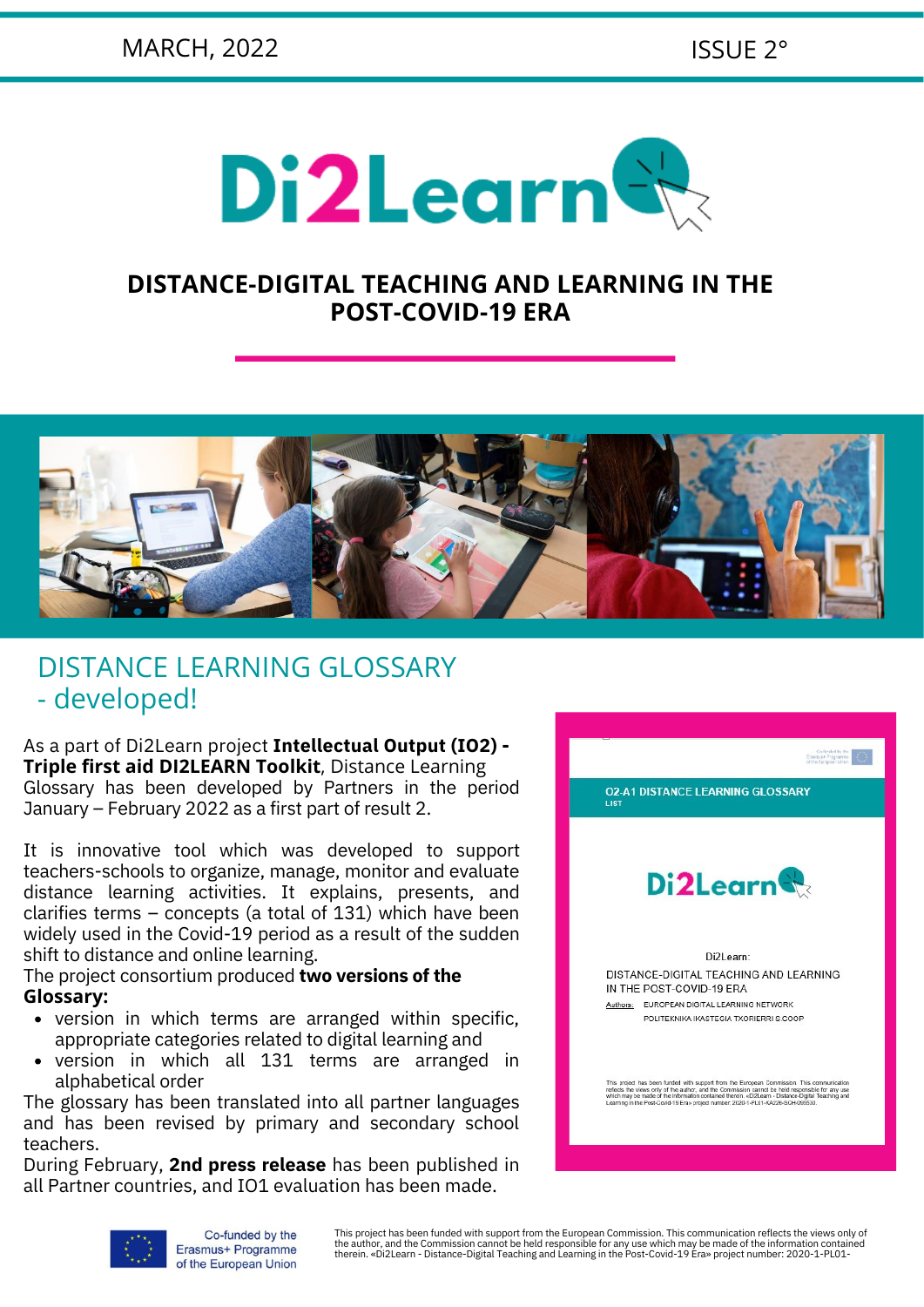MARCH, 2022 ISSUE 2°

# Di2Learn

## DISTANCE-DIGITAL TEACHING AND LEARNING IN THE POST-COVID-19 ERA

## DISTANCE LEARNING GLOSSARY - developed!

As a part of Di2Learn project **Intellectual Output (IO2) - Triple first aid DI2LEARN Toolkit**, Distance Learning Glossary has been developed by Partners in the period January – February 2022 as a first part of result 2.

It is innovative tool which was developed to support teachers-schools to organize, manage, monitor and evaluate distance learning activities. It explains, presents, and clarifies terms – concepts (a total of 131) which have been widely used in the Covid-19 period as a result of the sudden shift to distance and online learning.

The project consortium produced **two versions of the Glossary:**

- version in which terms are arranged within specific, appropriate categories related to digital learning and
- version in which all 131 terms are arranged in alphabetical order

The glossary has been translated into all partner languages and has been revised by primary and secondary school teachers.

During February, **2nd press release** has been published in all Partner countries, and IO1 evaluation has been made.

O2-A1 DISTANCE LEARNING GLOSSARY
LIST

Di2Learn

Di2Learn:

DISTANCE-DIGITAL TEACHING AND LEARNING IN THE POST-COVID-19 ERA

Authors: EUROPEAN DIGITAL LEARNING NETWORK
POLITEKNIKA IKASTEGIA TXORIERRI S.COOP

This project has been funded with support from the European Commission. This communication reflects the views only of the author, and the Commission cannot be held responsible for any use which may be made of the information contained therein. «Di2Learn - Distance-Digital Teaching and Learning in the Post-Covid-19 Era» project number: 2020-1-PL01-KA226-SCH-095530.

Co-funded by the Erasmus+ Programme of the European Union

This project has been funded with support from the European Commission. This communication reflects the views only of the author, and the Commission cannot be held responsible for any use which may be made of the information contained therein. «Di2Learn - Distance-Digital Teaching and Learning in the Post-Covid-19 Era» project number: 2020-1-PL01-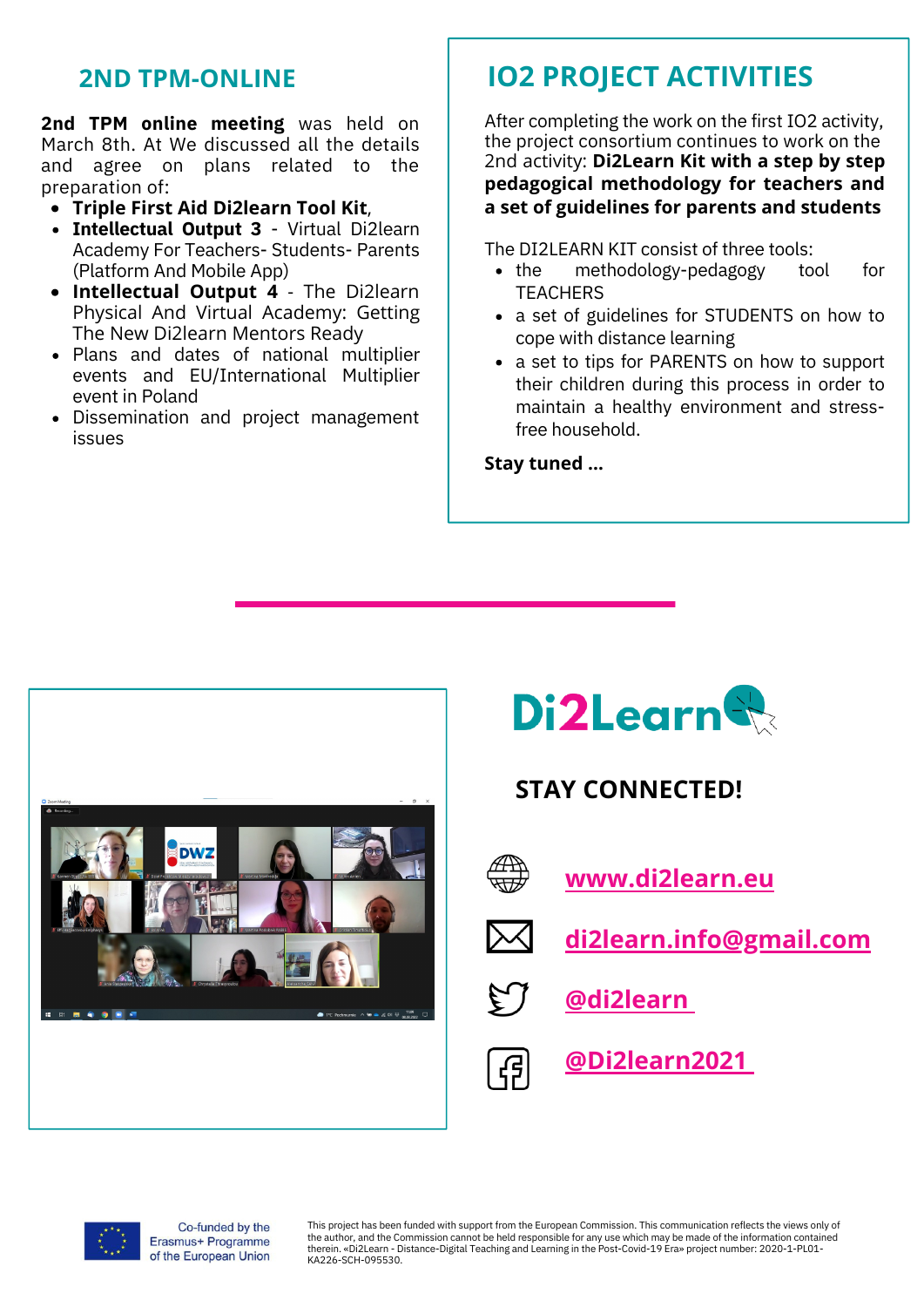## 2ND TPM-ONLINE

**2nd TPM online meeting** was held on March 8th. At We discussed all the details and agree on plans related to the preparation of:

- **Triple First Aid Di2learn Tool Kit**,
- **Intellectual Output 3** - Virtual Di2learn Academy For Teachers- Students- Parents (Platform And Mobile App)
- **Intellectual Output 4** - The Di2learn Physical And Virtual Academy: Getting The New Di2learn Mentors Ready
- Plans and dates of national multiplier events and EU/International Multiplier event in Poland
- Dissemination and project management issues

## IO2 PROJECT ACTIVITIES

After completing the work on the first IO2 activity, the project consortium continues to work on the 2nd activity: **Di2Learn Kit with a step by step pedagogical methodology for teachers and a set of guidelines for parents and students**

The DI2LEARN KIT consist of three tools:

- the methodology-pedagogy tool for TEACHERS
- a set of guidelines for STUDENTS on how to cope with distance learning
- a set to tips for PARENTS on how to support their children during this process in order to maintain a healthy environment and stress-free household.

**Stay tuned ...**

Di2Learn

## STAY CONNECTED!

[www.di2learn.eu](www.di2learn.eu)

di2learn.info@gmail.com

@di2learn

@Di2learn2021

Co-funded by the Erasmus+ Programme of the European Union

This project has been funded with support from the European Commission. This communication reflects the views only of the author, and the Commission cannot be held responsible for any use which may be made of the information contained therein. «Di2Learn - Distance-Digital Teaching and Learning in the Post-Covid-19 Era» project number: 2020-1-PL01-KA226-SCH-095530.